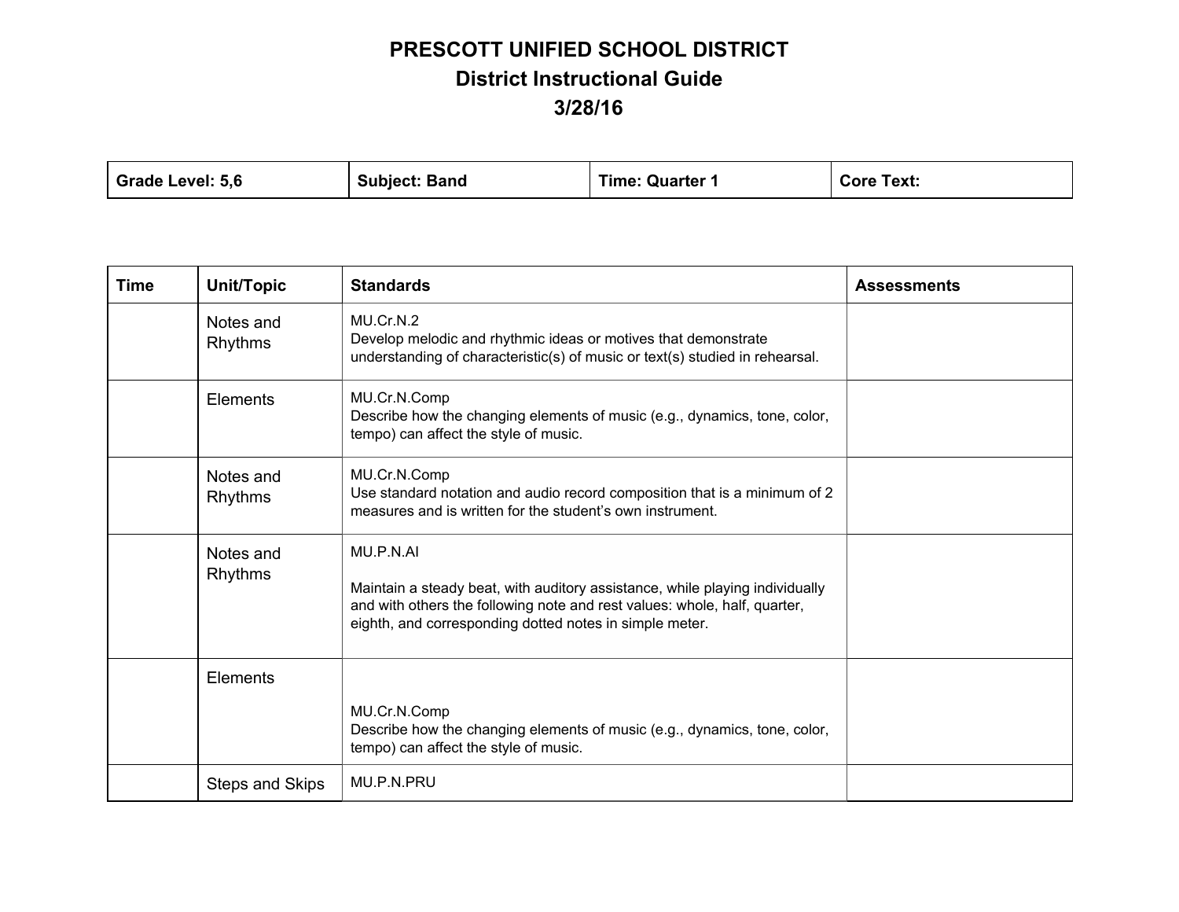# PRESCOTT UNIFIED SCHOOL DISTRICT
## District Instructional Guide
## 3/28/16

| Grade Level: 5,6 | Subject: Band | Time: Quarter 1 | Core Text: |
|---|---|---|---|

| Time | Unit/Topic | Standards | Assessments |
|---|---|---|---|
| | Notes and Rhythms | MU.Cr.N.2<br>Develop melodic and rhythmic ideas or motives that demonstrate understanding of characteristic(s) of music or text(s) studied in rehearsal. | |
| | Elements | MU.Cr.N.Comp<br>Describe how the changing elements of music (e.g., dynamics, tone, color, tempo) can affect the style of music. | |
| | Notes and Rhythms | MU.Cr.N.Comp<br>Use standard notation and audio record composition that is a minimum of 2 measures and is written for the student's own instrument. | |
| | Notes and Rhythms | MU.P.N.AI<br><br>Maintain a steady beat, with auditory assistance, while playing individually and with others the following note and rest values: whole, half, quarter, eighth, and corresponding dotted notes in simple meter. | |
| | Elements | MU.Cr.N.Comp<br>Describe how the changing elements of music (e.g., dynamics, tone, color, tempo) can affect the style of music. | |
| | Steps and Skips | MU.P.N.PRU | |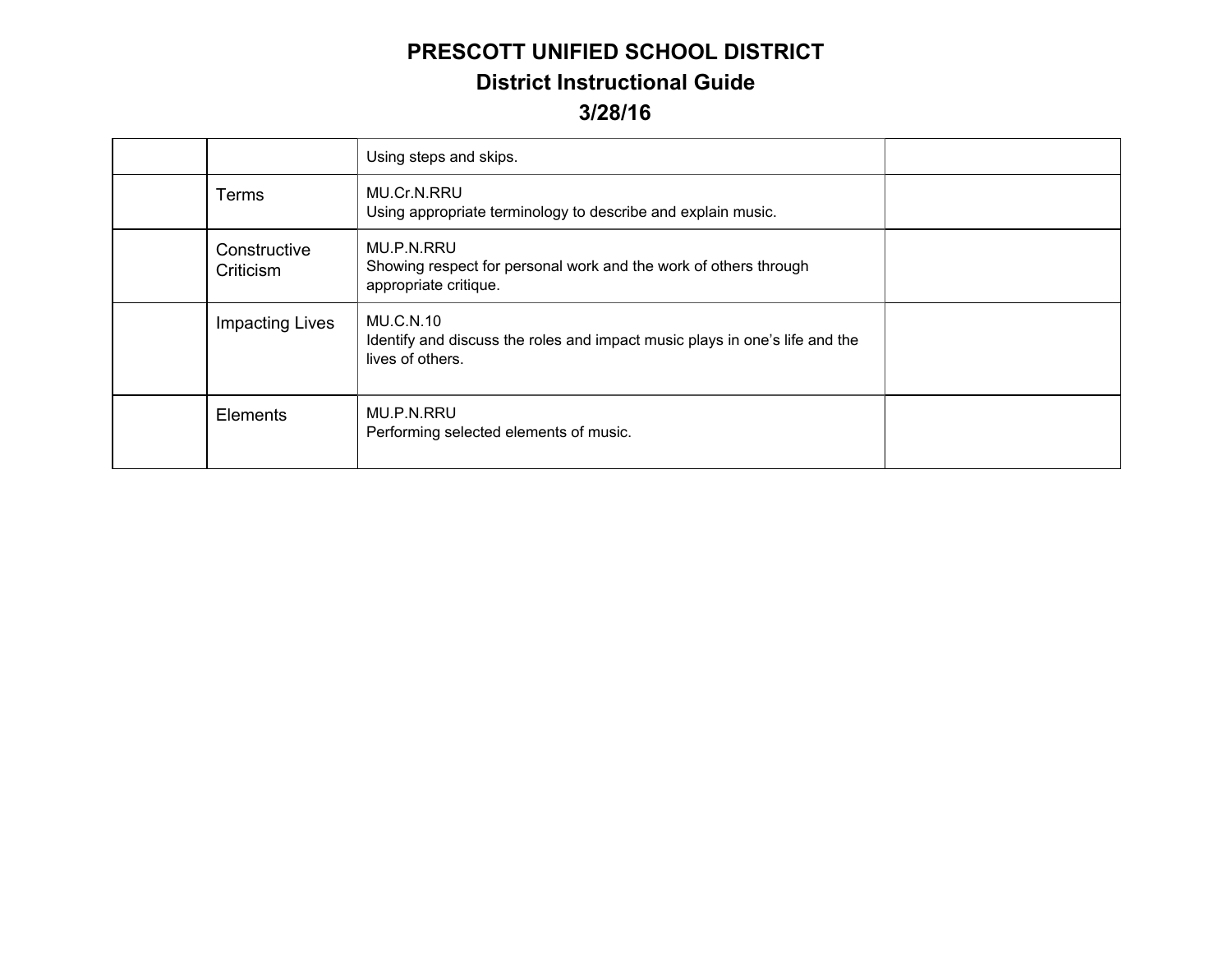# PRESCOTT UNIFIED SCHOOL DISTRICT

## District Instructional Guide

## 3/28/16

| | | | |
|---|---|---|---|
| | | Using steps and skips. | |
| | Terms | MU.Cr.N.RRU<br>Using appropriate terminology to describe and explain music. | |
| | Constructive Criticism | MU.P.N.RRU<br>Showing respect for personal work and the work of others through appropriate critique. | |
| | Impacting Lives | MU.C.N.10<br>Identify and discuss the roles and impact music plays in one's life and the lives of others. | |
| | Elements | MU.P.N.RRU<br>Performing selected elements of music. | |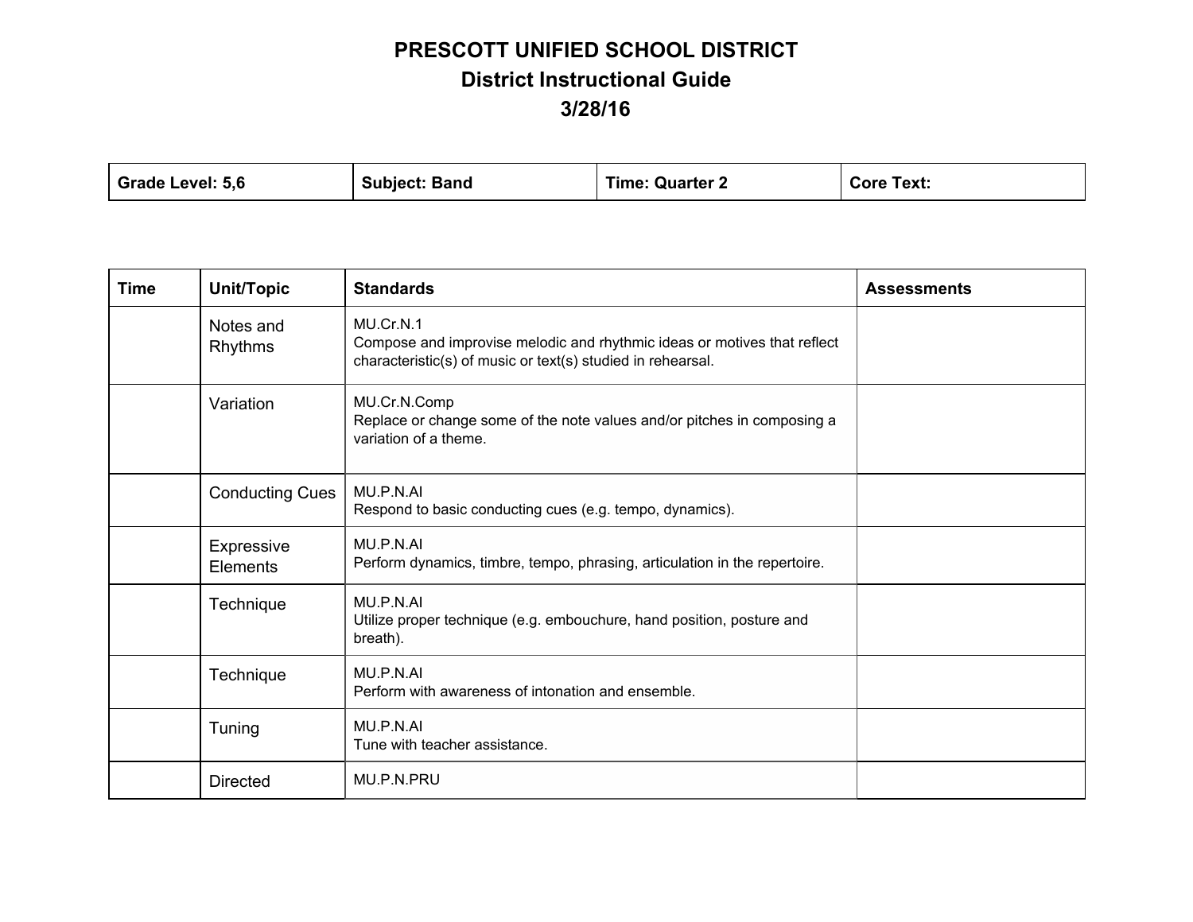# PRESCOTT UNIFIED SCHOOL DISTRICT
## District Instructional Guide
## 3/28/16

| Grade Level: 5,6 | Subject: Band | Time: Quarter 2 | Core Text: |
|---|---|---|---|

| Time | Unit/Topic | Standards | Assessments |
|---|---|---|---|
| | Notes and Rhythms | MU.Cr.N.1<br>Compose and improvise melodic and rhythmic ideas or motives that reflect characteristic(s) of music or text(s) studied in rehearsal. | |
| | Variation | MU.Cr.N.Comp<br>Replace or change some of the note values and/or pitches in composing a variation of a theme. | |
| | Conducting Cues | MU.P.N.AI<br>Respond to basic conducting cues (e.g. tempo, dynamics). | |
| | Expressive Elements | MU.P.N.AI<br>Perform dynamics, timbre, tempo, phrasing, articulation in the repertoire. | |
| | Technique | MU.P.N.AI<br>Utilize proper technique (e.g. embouchure, hand position, posture and breath). | |
| | Technique | MU.P.N.AI<br>Perform with awareness of intonation and ensemble. | |
| | Tuning | MU.P.N.AI<br>Tune with teacher assistance. | |
| | Directed | MU.P.N.PRU | |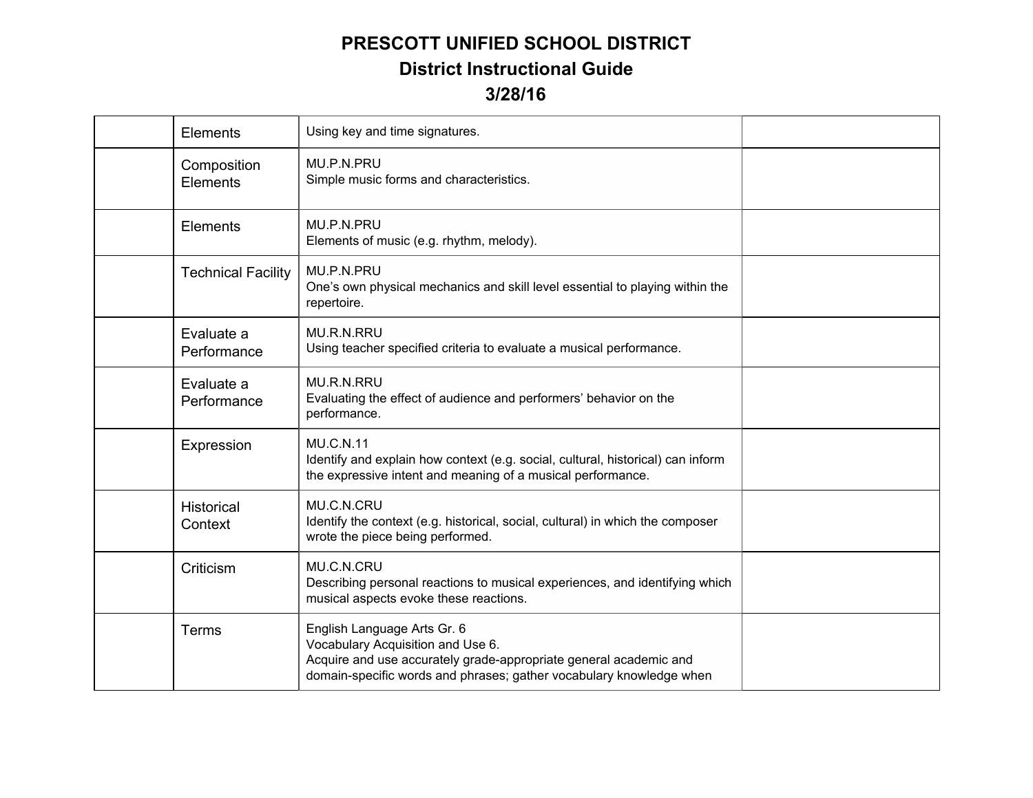# PRESCOTT UNIFIED SCHOOL DISTRICT
## District Instructional Guide
## 3/28/16

| | | | |
|---|---|---|---|
| | Elements | Using key and time signatures. | |
| | Composition Elements | MU.P.N.PRU<br>Simple music forms and characteristics. | |
| | Elements | MU.P.N.PRU<br>Elements of music (e.g. rhythm, melody). | |
| | Technical Facility | MU.P.N.PRU<br>One's own physical mechanics and skill level essential to playing within the repertoire. | |
| | Evaluate a Performance | MU.R.N.RRU<br>Using teacher specified criteria to evaluate a musical performance. | |
| | Evaluate a Performance | MU.R.N.RRU<br>Evaluating the effect of audience and performers' behavior on the performance. | |
| | Expression | MU.C.N.11<br>Identify and explain how context (e.g. social, cultural, historical) can inform the expressive intent and meaning of a musical performance. | |
| | Historical Context | MU.C.N.CRU<br>Identify the context (e.g. historical, social, cultural) in which the composer wrote the piece being performed. | |
| | Criticism | MU.C.N.CRU<br>Describing personal reactions to musical experiences, and identifying which musical aspects evoke these reactions. | |
| | Terms | English Language Arts Gr. 6<br>Vocabulary Acquisition and Use 6.<br>Acquire and use accurately grade-appropriate general academic and domain-specific words and phrases; gather vocabulary knowledge when | |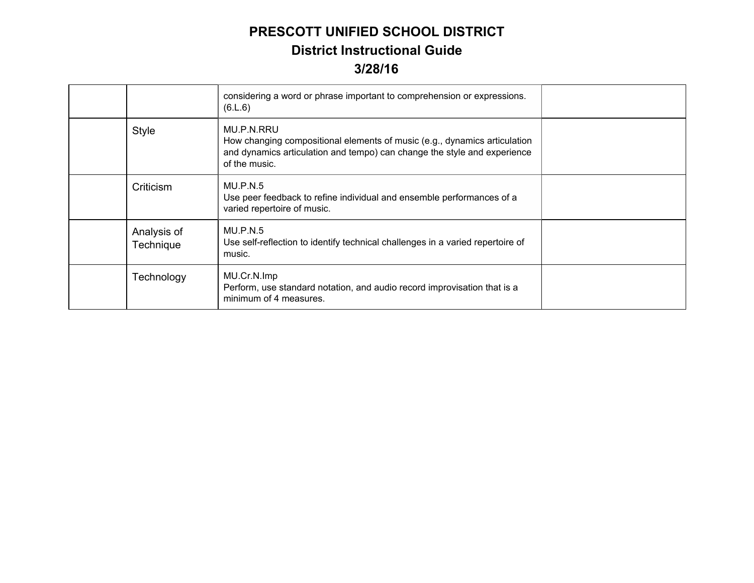# PRESCOTT UNIFIED SCHOOL DISTRICT
## District Instructional Guide
## 3/28/16

| | | | |
|---|---|---|---|
| | | considering a word or phrase important to comprehension or expressions. (6.L.6) | |
| | Style | MU.P.N.RRU<br>How changing compositional elements of music (e.g., dynamics articulation and dynamics articulation and tempo) can change the style and experience of the music. | |
| | Criticism | MU.P.N.5<br>Use peer feedback to refine individual and ensemble performances of a varied repertoire of music. | |
| | Analysis of Technique | MU.P.N.5<br>Use self-reflection to identify technical challenges in a varied repertoire of music. | |
| | Technology | MU.Cr.N.Imp<br>Perform, use standard notation, and audio record improvisation that is a minimum of 4 measures. | |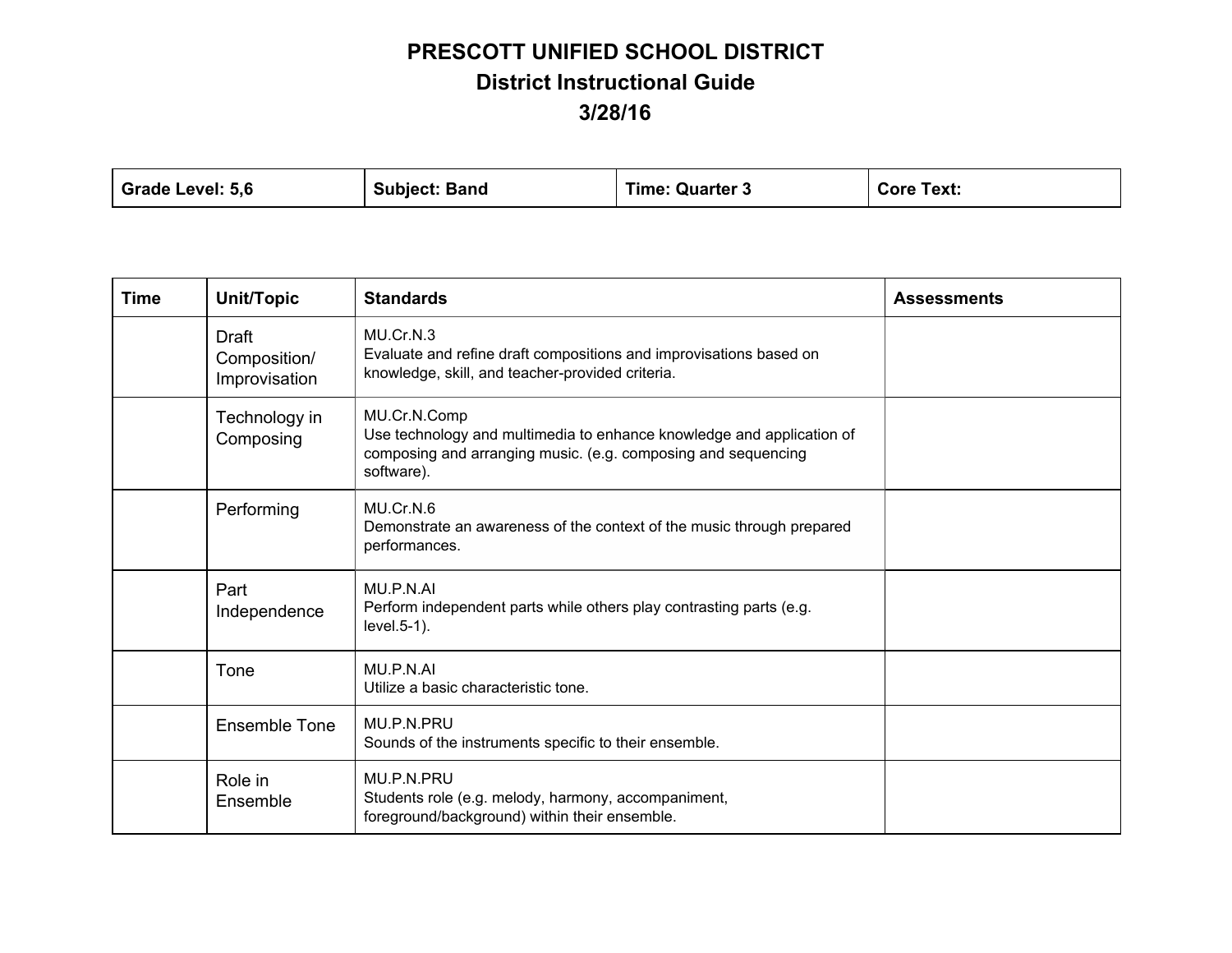# PRESCOTT UNIFIED SCHOOL DISTRICT

## District Instructional Guide

## 3/28/16

| Grade Level: 5,6 | Subject: Band | Time: Quarter 3 | Core Text: |
|---|---|---|---|

| Time | Unit/Topic | Standards | Assessments |
|---|---|---|---|
| | Draft Composition/ Improvisation | MU.Cr.N.3<br>Evaluate and refine draft compositions and improvisations based on knowledge, skill, and teacher-provided criteria. | |
| | Technology in Composing | MU.Cr.N.Comp<br>Use technology and multimedia to enhance knowledge and application of composing and arranging music. (e.g. composing and sequencing software). | |
| | Performing | MU.Cr.N.6<br>Demonstrate an awareness of the context of the music through prepared performances. | |
| | Part Independence | MU.P.N.AI<br>Perform independent parts while others play contrasting parts (e.g. level.5-1). | |
| | Tone | MU.P.N.AI<br>Utilize a basic characteristic tone. | |
| | Ensemble Tone | MU.P.N.PRU<br>Sounds of the instruments specific to their ensemble. | |
| | Role in Ensemble | MU.P.N.PRU<br>Students role (e.g. melody, harmony, accompaniment, foreground/background) within their ensemble. | |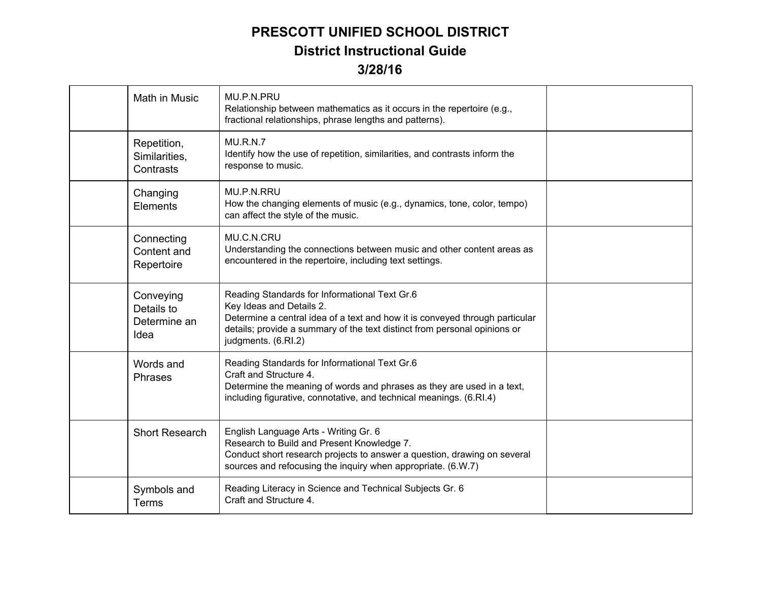# PRESCOTT UNIFIED SCHOOL DISTRICT

## District Instructional Guide

## 3/28/16

| | | | |
|---|---|---|---|
| | Math in Music | MU.P.N.PRU<br>Relationship between mathematics as it occurs in the repertoire (e.g., fractional relationships, phrase lengths and patterns). | |
| | Repetition, Similarities, Contrasts | MU.R.N.7<br>Identify how the use of repetition, similarities, and contrasts inform the response to music. | |
| | Changing Elements | MU.P.N.RRU<br>How the changing elements of music (e.g., dynamics, tone, color, tempo) can affect the style of the music. | |
| | Connecting Content and Repertoire | MU.C.N.CRU<br>Understanding the connections between music and other content areas as encountered in the repertoire, including text settings. | |
| | Conveying Details to Determine an Idea | Reading Standards for Informational Text Gr.6<br>Key Ideas and Details 2.<br>Determine a central idea of a text and how it is conveyed through particular details; provide a summary of the text distinct from personal opinions or judgments. (6.RI.2) | |
| | Words and Phrases | Reading Standards for Informational Text Gr.6<br>Craft and Structure 4.<br>Determine the meaning of words and phrases as they are used in a text, including figurative, connotative, and technical meanings. (6.RI.4) | |
| | Short Research | English Language Arts - Writing Gr. 6<br>Research to Build and Present Knowledge 7.<br>Conduct short research projects to answer a question, drawing on several sources and refocusing the inquiry when appropriate. (6.W.7) | |
| | Symbols and Terms | Reading Literacy in Science and Technical Subjects Gr. 6<br>Craft and Structure 4. | |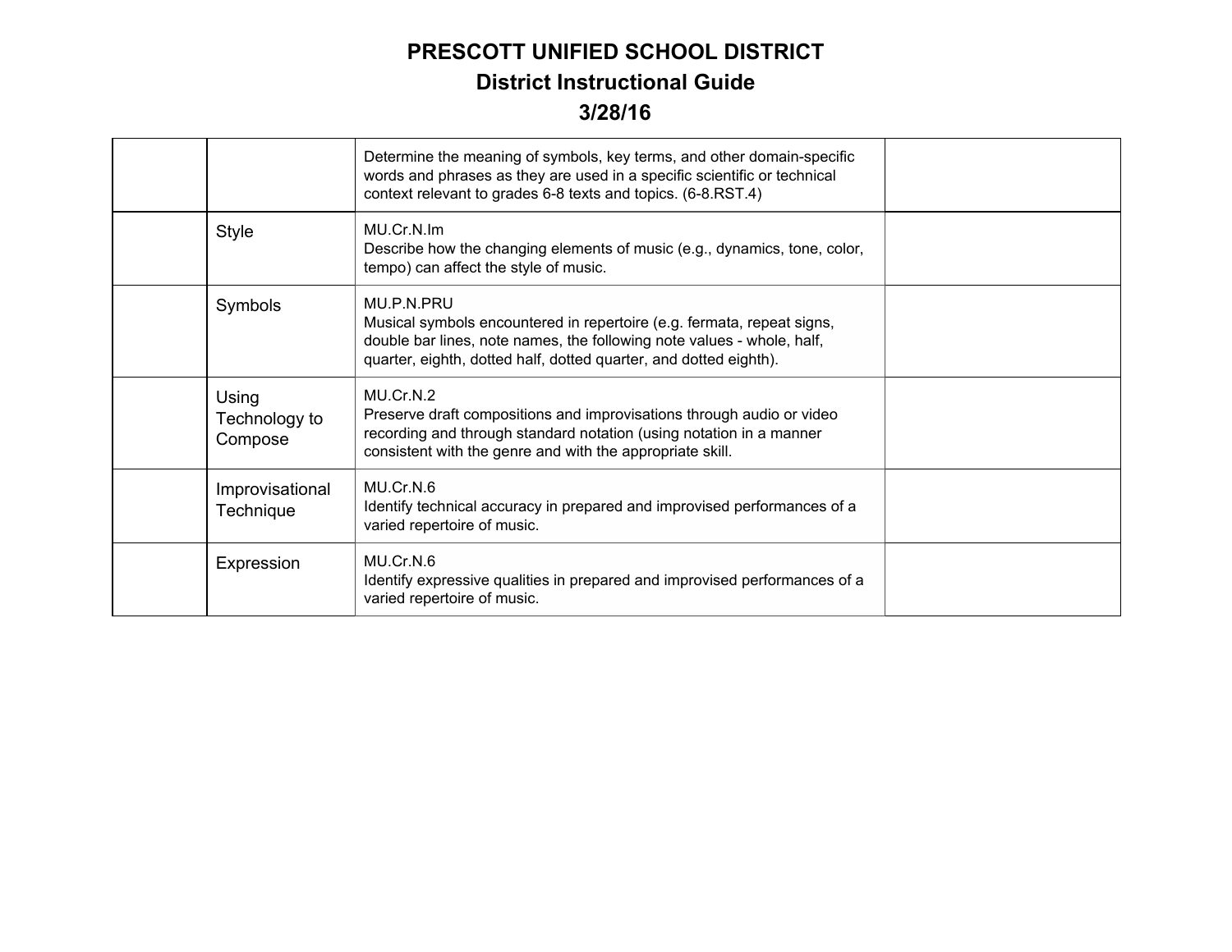# PRESCOTT UNIFIED SCHOOL DISTRICT

## District Instructional Guide

## 3/28/16

| | | | |
|---|---|---|---|
| | | Determine the meaning of symbols, key terms, and other domain-specific words and phrases as they are used in a specific scientific or technical context relevant to grades 6-8 texts and topics. (6-8.RST.4) | |
| | Style | MU.Cr.N.Im<br>Describe how the changing elements of music (e.g., dynamics, tone, color, tempo) can affect the style of music. | |
| | Symbols | MU.P.N.PRU<br>Musical symbols encountered in repertoire (e.g. fermata, repeat signs, double bar lines, note names, the following note values - whole, half, quarter, eighth, dotted half, dotted quarter, and dotted eighth). | |
| | Using Technology to Compose | MU.Cr.N.2<br>Preserve draft compositions and improvisations through audio or video recording and through standard notation (using notation in a manner consistent with the genre and with the appropriate skill. | |
| | Improvisational Technique | MU.Cr.N.6<br>Identify technical accuracy in prepared and improvised performances of a varied repertoire of music. | |
| | Expression | MU.Cr.N.6<br>Identify expressive qualities in prepared and improvised performances of a varied repertoire of music. | |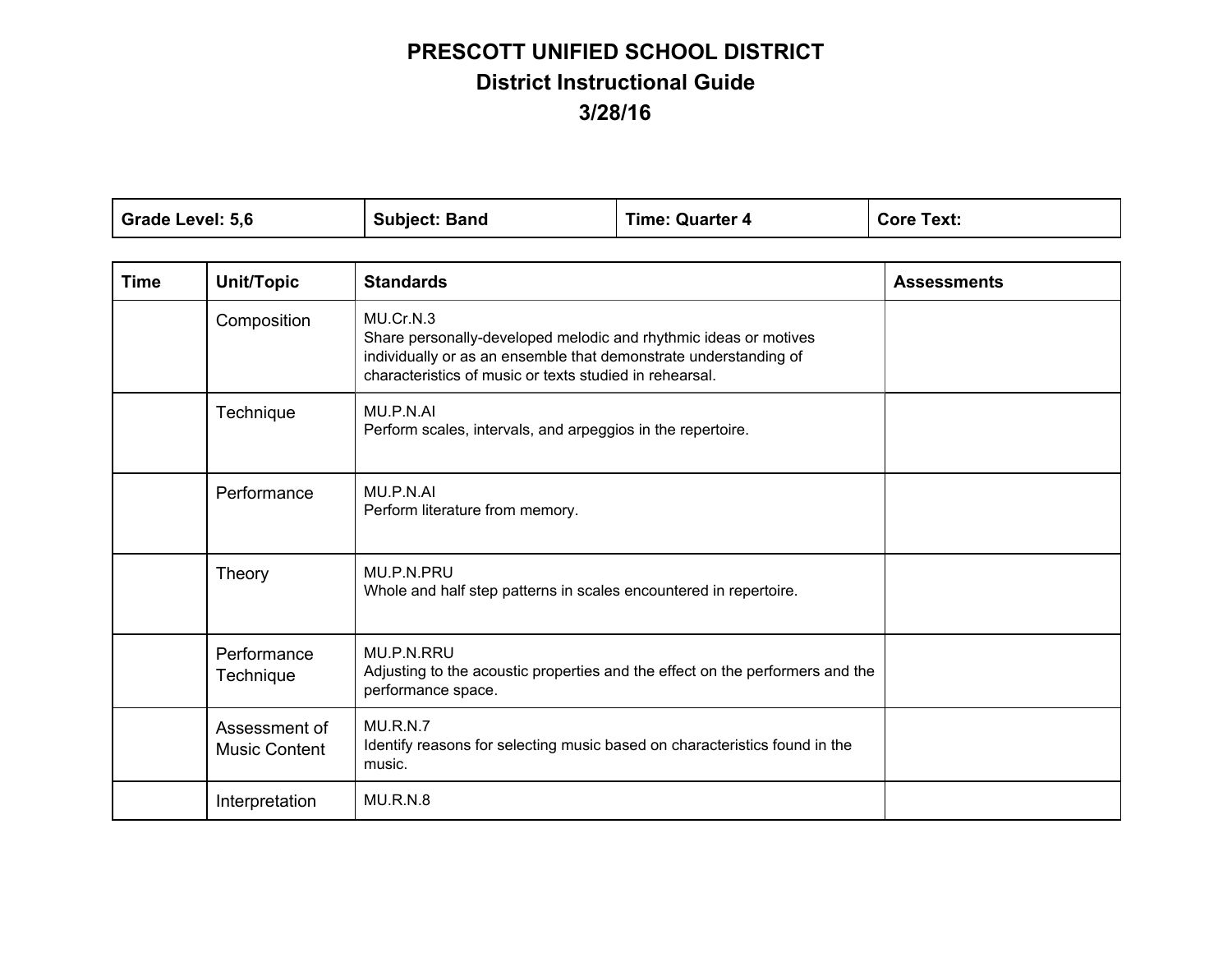# PRESCOTT UNIFIED SCHOOL DISTRICT
## District Instructional Guide
## 3/28/16

| Grade Level: 5,6 | Subject: Band | Time: Quarter 4 | Core Text: |
|---|---|---|---|

| Time | Unit/Topic | Standards | Assessments |
|---|---|---|---|
| | Composition | MU.Cr.N.3<br>Share personally-developed melodic and rhythmic ideas or motives individually or as an ensemble that demonstrate understanding of characteristics of music or texts studied in rehearsal. | |
| | Technique | MU.P.N.AI<br>Perform scales, intervals, and arpeggios in the repertoire. | |
| | Performance | MU.P.N.AI<br>Perform literature from memory. | |
| | Theory | MU.P.N.PRU<br>Whole and half step patterns in scales encountered in repertoire. | |
| | Performance Technique | MU.P.N.RRU<br>Adjusting to the acoustic properties and the effect on the performers and the performance space. | |
| | Assessment of Music Content | MU.R.N.7<br>Identify reasons for selecting music based on characteristics found in the music. | |
| | Interpretation | MU.R.N.8 | |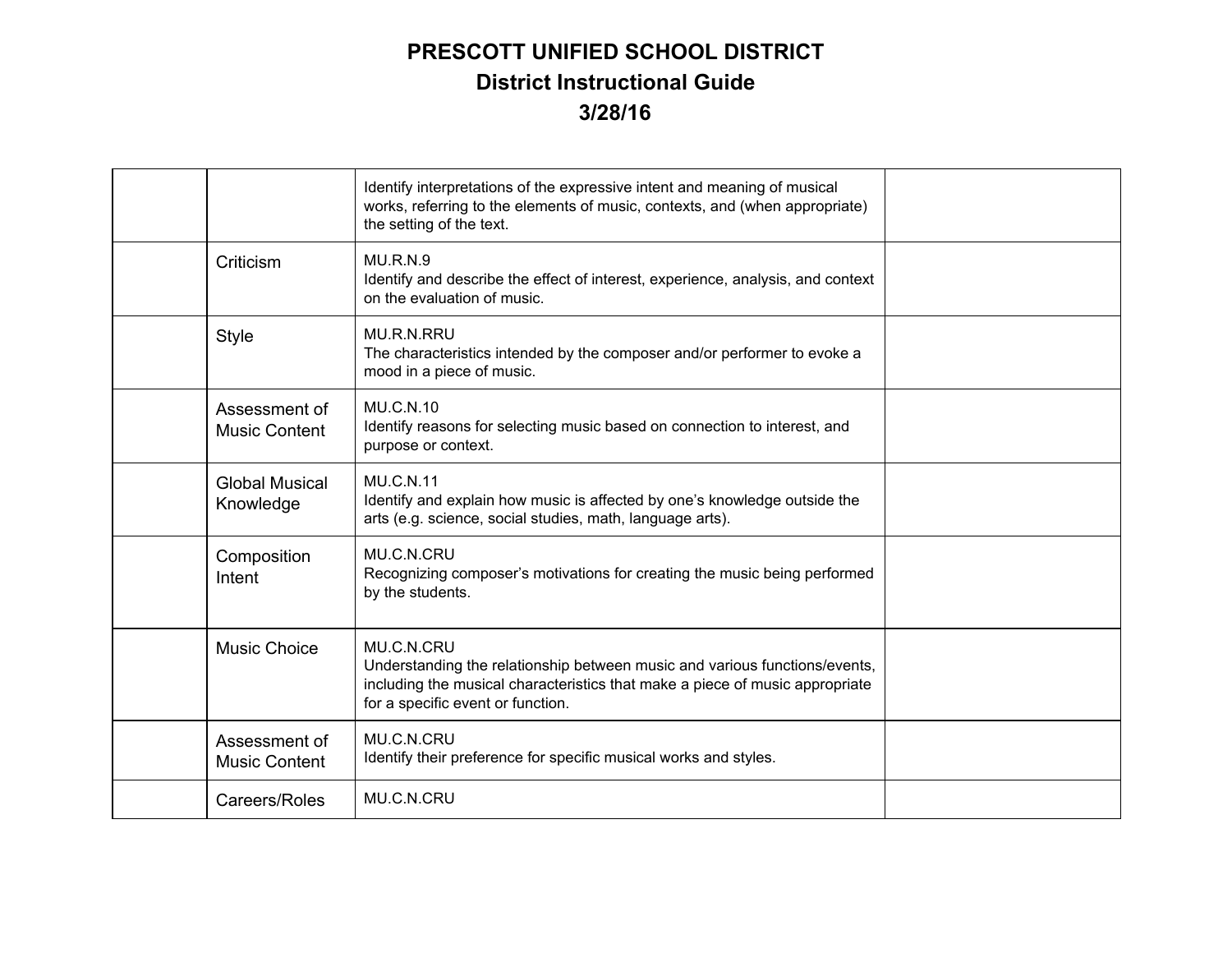# PRESCOTT UNIFIED SCHOOL DISTRICT
## District Instructional Guide
## 3/28/16

| | | | |
|---|---|---|---|
| | | Identify interpretations of the expressive intent and meaning of musical works, referring to the elements of music, contexts, and (when appropriate) the setting of the text. | |
| | Criticism | MU.R.N.9<br>Identify and describe the effect of interest, experience, analysis, and context on the evaluation of music. | |
| | Style | MU.R.N.RRU<br>The characteristics intended by the composer and/or performer to evoke a mood in a piece of music. | |
| | Assessment of Music Content | MU.C.N.10<br>Identify reasons for selecting music based on connection to interest, and purpose or context. | |
| | Global Musical Knowledge | MU.C.N.11<br>Identify and explain how music is affected by one's knowledge outside the arts (e.g. science, social studies, math, language arts). | |
| | Composition Intent | MU.C.N.CRU<br>Recognizing composer's motivations for creating the music being performed by the students. | |
| | Music Choice | MU.C.N.CRU<br>Understanding the relationship between music and various functions/events, including the musical characteristics that make a piece of music appropriate for a specific event or function. | |
| | Assessment of Music Content | MU.C.N.CRU<br>Identify their preference for specific musical works and styles. | |
| | Careers/Roles | MU.C.N.CRU | |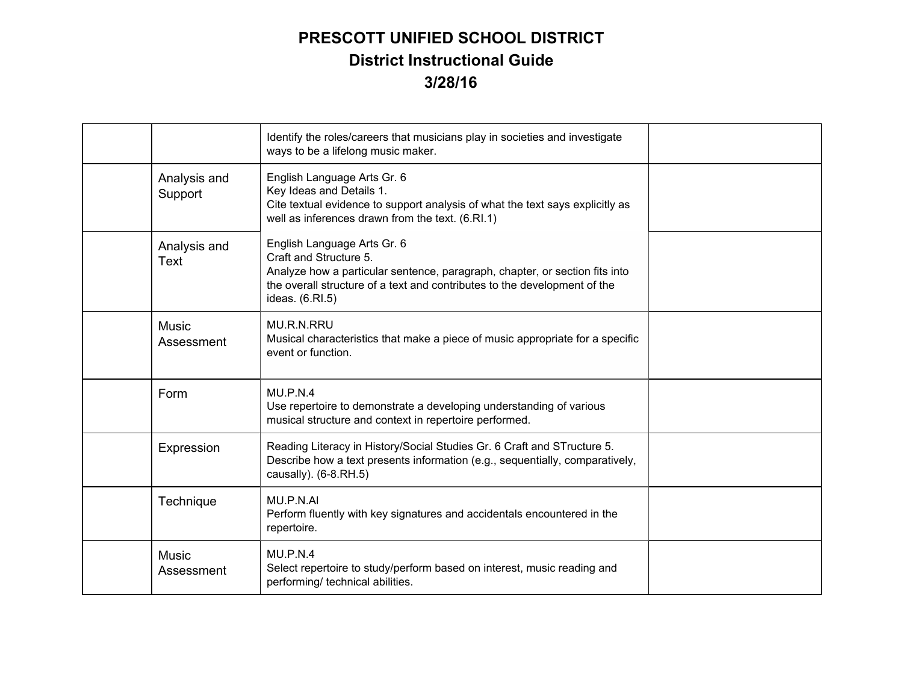# PRESCOTT UNIFIED SCHOOL DISTRICT
## District Instructional Guide
## 3/28/16

| | | | |
|---|---|---|---|
| | | Identify the roles/careers that musicians play in societies and investigate ways to be a lifelong music maker. | |
| | Analysis and Support | English Language Arts Gr. 6<br>Key Ideas and Details 1.<br>Cite textual evidence to support analysis of what the text says explicitly as well as inferences drawn from the text. (6.RI.1) | |
| | Analysis and Text | English Language Arts Gr. 6<br>Craft and Structure 5.<br>Analyze how a particular sentence, paragraph, chapter, or section fits into the overall structure of a text and contributes to the development of the ideas. (6.RI.5) | |
| | Music Assessment | MU.R.N.RRU<br>Musical characteristics that make a piece of music appropriate for a specific event or function. | |
| | Form | MU.P.N.4<br>Use repertoire to demonstrate a developing understanding of various musical structure and context in repertoire performed. | |
| | Expression | Reading Literacy in History/Social Studies Gr. 6 Craft and STructure 5.<br>Describe how a text presents information (e.g., sequentially, comparatively, causally). (6-8.RH.5) | |
| | Technique | MU.P.N.AI<br>Perform fluently with key signatures and accidentals encountered in the repertoire. | |
| | Music Assessment | MU.P.N.4<br>Select repertoire to study/perform based on interest, music reading and performing/ technical abilities. | |